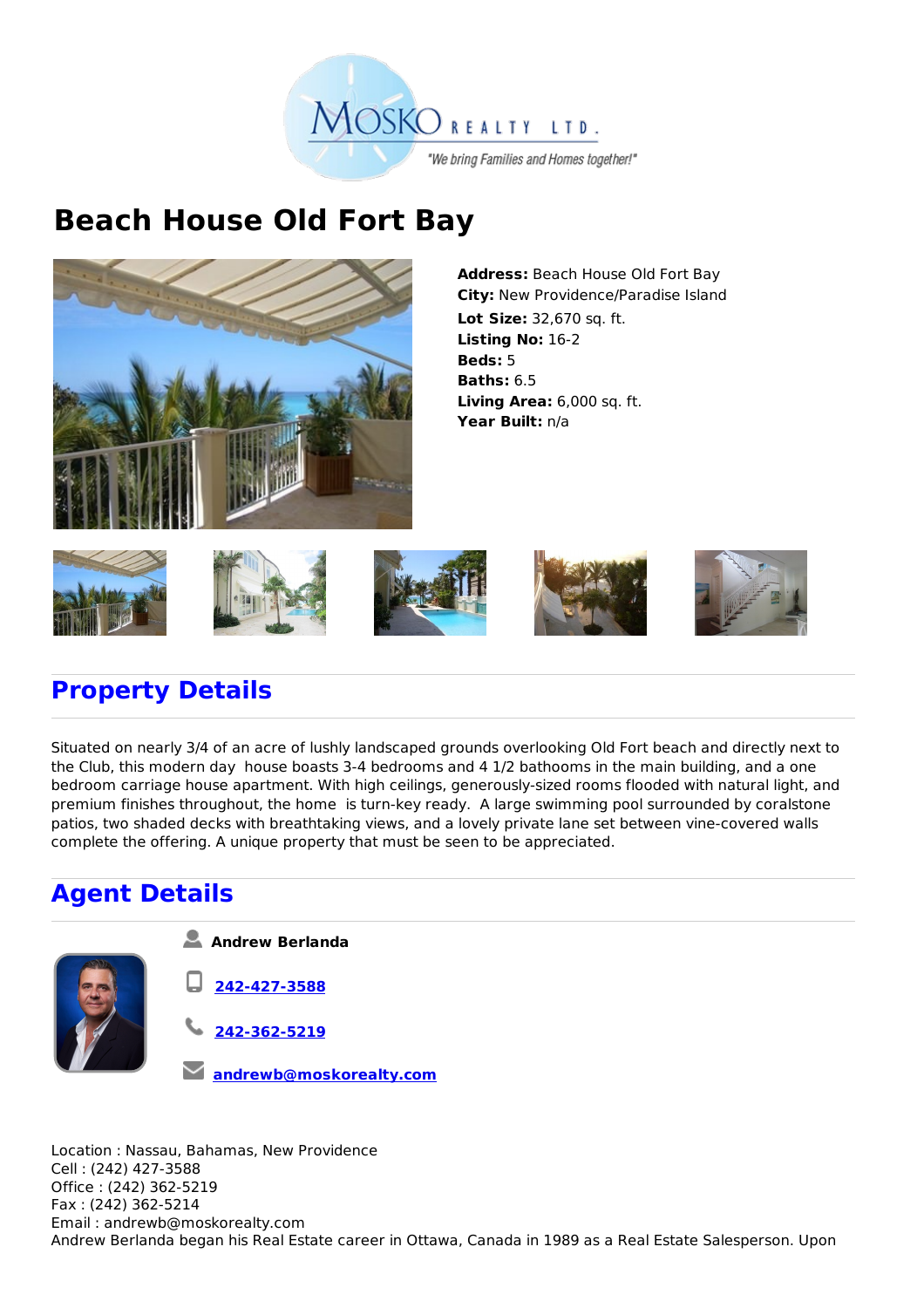MOSKO REALTY LTD.

"We bring Families and Homes together!"

# Beach House Old Fort Bay

**Address:** Beach House Old Fort Bay
**City:** New Providence/Paradise Island
**Lot Size:** 32,670 sq. ft.
**Listing No:** 16-2
**Beds:** 5
**Baths:** 6.5
**Living Area:** 6,000 sq. ft.
**Year Built:** n/a

## Property Details

Situated on nearly 3/4 of an acre of lushly landscaped grounds overlooking Old Fort beach and directly next to the Club, this modern day house boasts 3-4 bedrooms and 4 1/2 bathooms in the main building, and a one bedroom carriage house apartment. With high ceilings, generously-sized rooms flooded with natural light, and premium finishes throughout, the home is turn-key ready. A large swimming pool surrounded by coralstone patios, two shaded decks with breathtaking views, and a lovely private lane set between vine-covered walls complete the offering. A unique property that must be seen to be appreciated.

## Agent Details

**Andrew Berlanda**

242-427-3588

242-362-5219

andrewb@moskorealty.com

Location : Nassau, Bahamas, New Providence
Cell : (242) 427-3588
Office : (242) 362-5219
Fax : (242) 362-5214
Email : andrewb@moskorealty.com
Andrew Berlanda began his Real Estate career in Ottawa, Canada in 1989 as a Real Estate Salesperson. Upon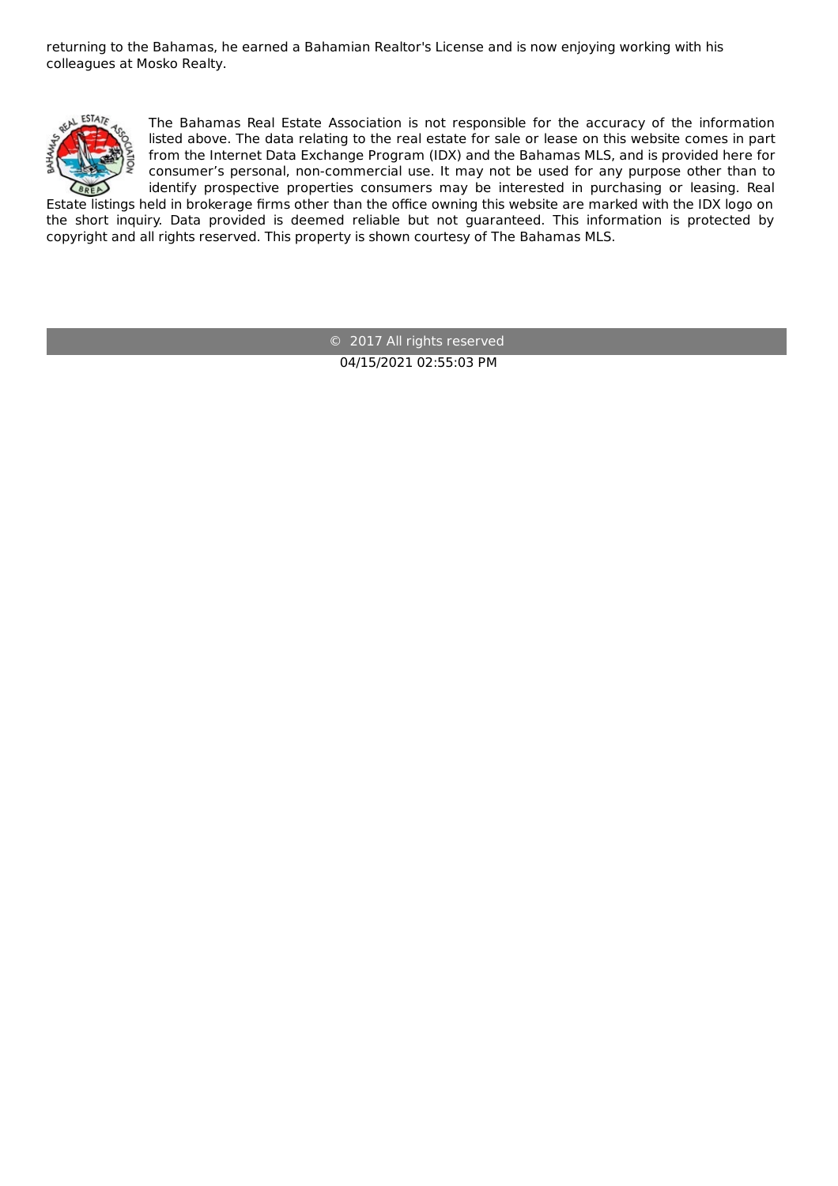returning to the Bahamas, he earned a Bahamian Realtor's License and is now enjoying working with his colleagues at Mosko Realty.

The Bahamas Real Estate Association is not responsible for the accuracy of the information listed above. The data relating to the real estate for sale or lease on this website comes in part from the Internet Data Exchange Program (IDX) and the Bahamas MLS, and is provided here for consumer's personal, non-commercial use. It may not be used for any purpose other than to identify prospective properties consumers may be interested in purchasing or leasing. Real Estate listings held in brokerage firms other than the office owning this website are marked with the IDX logo on the short inquiry. Data provided is deemed reliable but not guaranteed. This information is protected by copyright and all rights reserved. This property is shown courtesy of The Bahamas MLS.

© 2017 All rights reserved

04/15/2021 02:55:03 PM